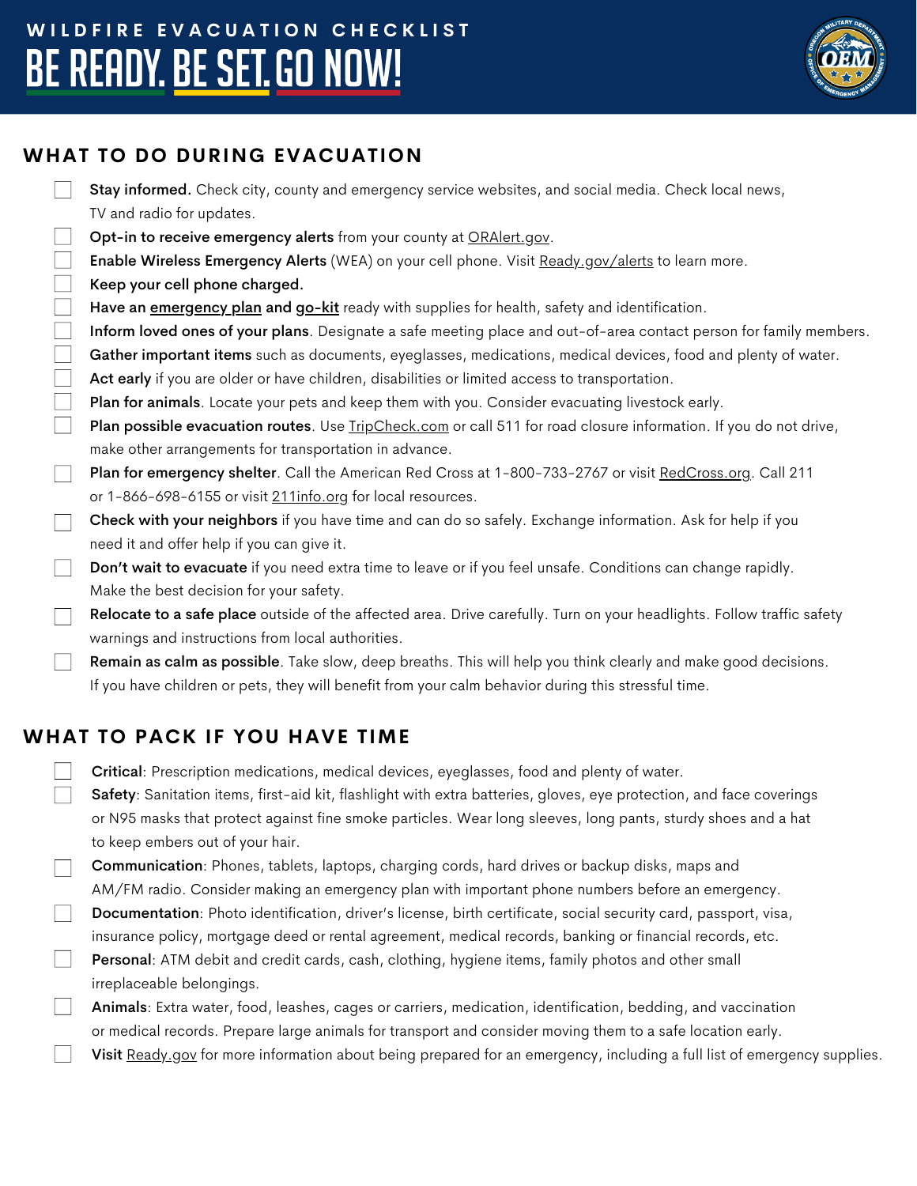# WILDFIRE EVACUATION CHECKLIST

# BE READY. BE SET. GO NOW!

## WHAT TO DO DURING EVACUATION

- [ ] **Stay informed.** Check city, county and emergency service websites, and social media. Check local news, TV and radio for updates.
- [ ] **Opt-in to receive emergency alerts** from your county at ORAlert.gov.
- [ ] **Enable Wireless Emergency Alerts** (WEA) on your cell phone. Visit Ready.gov/alerts to learn more.
- [ ] **Keep your cell phone charged.**
- [ ] **Have an emergency plan and go-kit** ready with supplies for health, safety and identification.
- [ ] **Inform loved ones of your plans**. Designate a safe meeting place and out-of-area contact person for family members.
- [ ] **Gather important items** such as documents, eyeglasses, medications, medical devices, food and plenty of water.
- [ ] **Act early** if you are older or have children, disabilities or limited access to transportation.
- [ ] **Plan for animals**. Locate your pets and keep them with you. Consider evacuating livestock early.
- [ ] **Plan possible evacuation routes**. Use TripCheck.com or call 511 for road closure information. If you do not drive, make other arrangements for transportation in advance.
- [ ] **Plan for emergency shelter**. Call the American Red Cross at 1-800-733-2767 or visit RedCross.org. Call 211 or 1-866-698-6155 or visit 211info.org for local resources.
- [ ] **Check with your neighbors** if you have time and can do so safely. Exchange information. Ask for help if you need it and offer help if you can give it.
- [ ] **Don't wait to evacuate** if you need extra time to leave or if you feel unsafe. Conditions can change rapidly. Make the best decision for your safety.
- [ ] **Relocate to a safe place** outside of the affected area. Drive carefully. Turn on your headlights. Follow traffic safety warnings and instructions from local authorities.
- [ ] **Remain as calm as possible**. Take slow, deep breaths. This will help you think clearly and make good decisions. If you have children or pets, they will benefit from your calm behavior during this stressful time.

## WHAT TO PACK IF YOU HAVE TIME

- [ ] **Critical**: Prescription medications, medical devices, eyeglasses, food and plenty of water.
- [ ] **Safety**: Sanitation items, first-aid kit, flashlight with extra batteries, gloves, eye protection, and face coverings or N95 masks that protect against fine smoke particles. Wear long sleeves, long pants, sturdy shoes and a hat to keep embers out of your hair.
- [ ] **Communication**: Phones, tablets, laptops, charging cords, hard drives or backup disks, maps and AM/FM radio. Consider making an emergency plan with important phone numbers before an emergency.
- [ ] **Documentation**: Photo identification, driver's license, birth certificate, social security card, passport, visa, insurance policy, mortgage deed or rental agreement, medical records, banking or financial records, etc.
- [ ] **Personal**: ATM debit and credit cards, cash, clothing, hygiene items, family photos and other small irreplaceable belongings.
- [ ] **Animals**: Extra water, food, leashes, cages or carriers, medication, identification, bedding, and vaccination or medical records. Prepare large animals for transport and consider moving them to a safe location early.
- [ ] **Visit** Ready.gov for more information about being prepared for an emergency, including a full list of emergency supplies.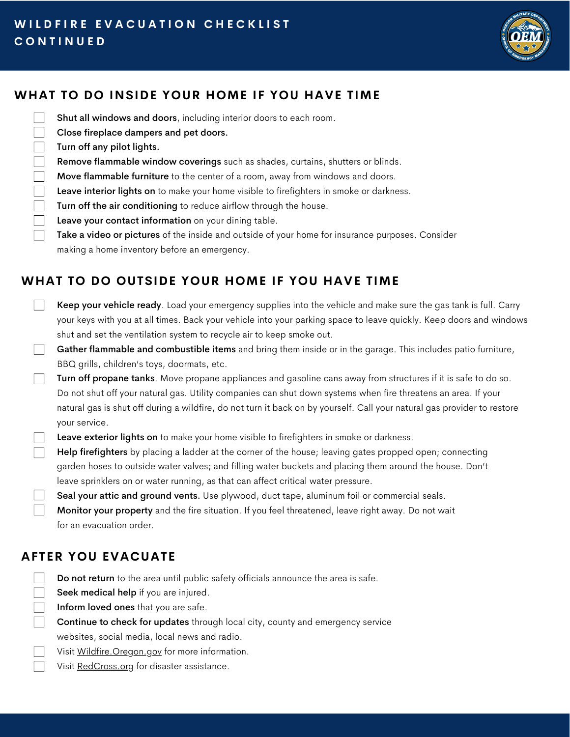# WILDFIRE EVACUATION CHECKLIST CONTINUED

## WHAT TO DO INSIDE YOUR HOME IF YOU HAVE TIME

- [ ] **Shut all windows and doors**, including interior doors to each room.
- [ ] **Close fireplace dampers and pet doors.**
- [ ] **Turn off any pilot lights.**
- [ ] **Remove flammable window coverings** such as shades, curtains, shutters or blinds.
- [ ] **Move flammable furniture** to the center of a room, away from windows and doors.
- [ ] **Leave interior lights on** to make your home visible to firefighters in smoke or darkness.
- [ ] **Turn off the air conditioning** to reduce airflow through the house.
- [ ] **Leave your contact information** on your dining table.
- [ ] **Take a video or pictures** of the inside and outside of your home for insurance purposes. Consider making a home inventory before an emergency.

## WHAT TO DO OUTSIDE YOUR HOME IF YOU HAVE TIME

- [ ] **Keep your vehicle ready**. Load your emergency supplies into the vehicle and make sure the gas tank is full. Carry your keys with you at all times. Back your vehicle into your parking space to leave quickly. Keep doors and windows shut and set the ventilation system to recycle air to keep smoke out.
- [ ] **Gather flammable and combustible items** and bring them inside or in the garage. This includes patio furniture, BBQ grills, children's toys, doormats, etc.
- [ ] **Turn off propane tanks**. Move propane appliances and gasoline cans away from structures if it is safe to do so. Do not shut off your natural gas. Utility companies can shut down systems when fire threatens an area. If your natural gas is shut off during a wildfire, do not turn it back on by yourself. Call your natural gas provider to restore your service.
- [ ] **Leave exterior lights on** to make your home visible to firefighters in smoke or darkness.
- [ ] **Help firefighters** by placing a ladder at the corner of the house; leaving gates propped open; connecting garden hoses to outside water valves; and filling water buckets and placing them around the house. Don't leave sprinklers on or water running, as that can affect critical water pressure.
- [ ] **Seal your attic and ground vents.** Use plywood, duct tape, aluminum foil or commercial seals.
- [ ] **Monitor your property** and the fire situation. If you feel threatened, leave right away. Do not wait for an evacuation order.

## AFTER YOU EVACUATE

- [ ] **Do not return** to the area until public safety officials announce the area is safe.
- [ ] **Seek medical help** if you are injured.
- [ ] **Inform loved ones** that you are safe.
- [ ] **Continue to check for updates** through local city, county and emergency service websites, social media, local news and radio.
- [ ] Visit Wildfire.Oregon.gov for more information.
- [ ] Visit RedCross.org for disaster assistance.